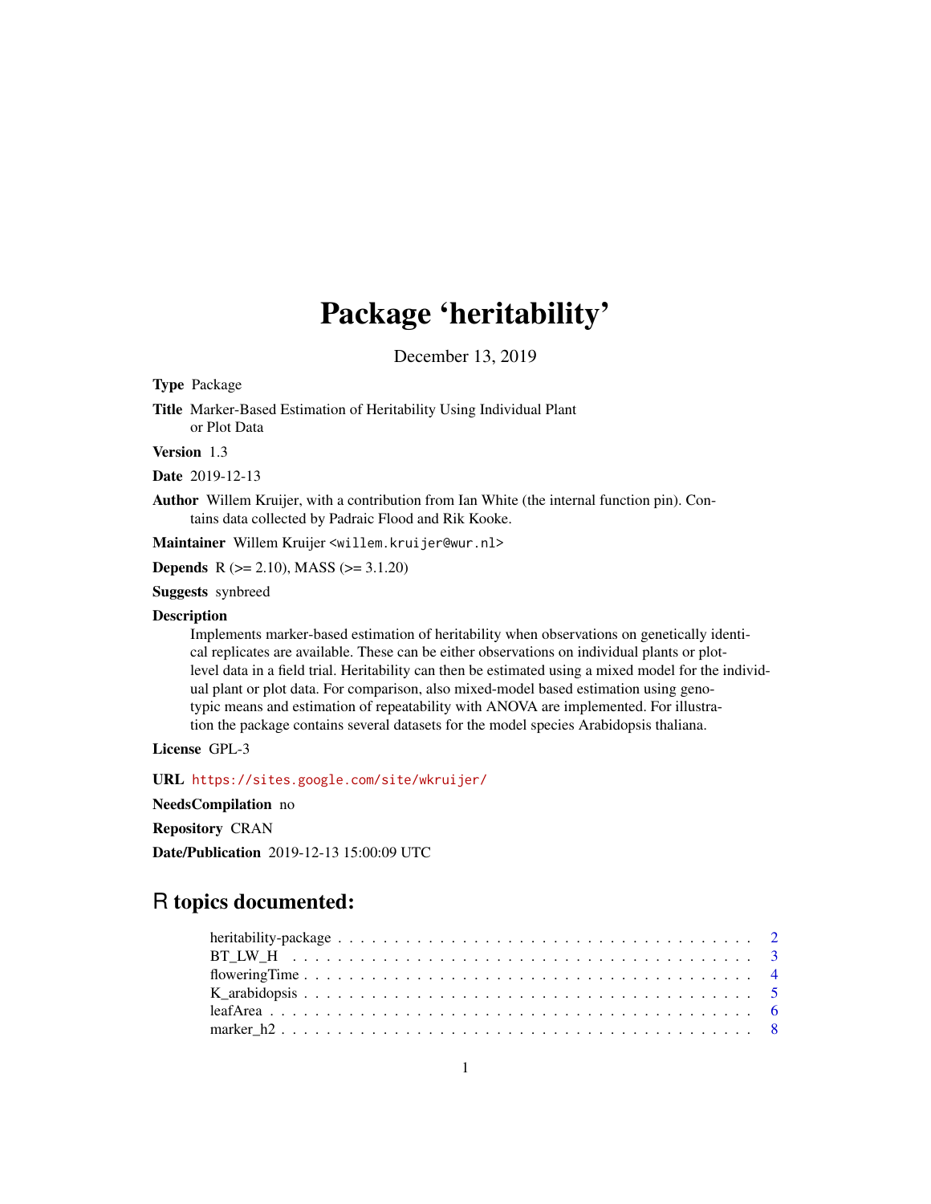# Package 'heritability'

December 13, 2019

**Type** Package

**Title** Marker-Based Estimation of Heritability Using Individual Plant or Plot Data

**Version** 1.3

**Date** 2019-12-13

**Author** Willem Kruijer, with a contribution from Ian White (the internal function pin). Contains data collected by Padraic Flood and Rik Kooke.

**Maintainer** Willem Kruijer <willem.kruijer@wur.nl>

**Depends** R (>= 2.10), MASS (>= 3.1.20)

**Suggests** synbreed

**Description**

Implements marker-based estimation of heritability when observations on genetically identical replicates are available. These can be either observations on individual plants or plot-level data in a field trial. Heritability can then be estimated using a mixed model for the individual plant or plot data. For comparison, also mixed-model based estimation using genotypic means and estimation of repeatability with ANOVA are implemented. For illustration the package contains several datasets for the model species Arabidopsis thaliana.

**License** GPL-3

**URL** https://sites.google.com/site/wkruijer/

**NeedsCompilation** no

**Repository** CRAN

**Date/Publication** 2019-12-13 15:00:09 UTC

## R topics documented:

- heritability-package . . . . . . . . . . . . . . . . . . . . . . . . . . . . . . . . . . . . 2
- BT_LW_H . . . . . . . . . . . . . . . . . . . . . . . . . . . . . . . . . . . . . . . . . 3
- floweringTime . . . . . . . . . . . . . . . . . . . . . . . . . . . . . . . . . . . . . . . 4
- K_arabidopsis . . . . . . . . . . . . . . . . . . . . . . . . . . . . . . . . . . . . . . . 5
- leafArea . . . . . . . . . . . . . . . . . . . . . . . . . . . . . . . . . . . . . . . . . . 6
- marker_h2 . . . . . . . . . . . . . . . . . . . . . . . . . . . . . . . . . . . . . . . . . 8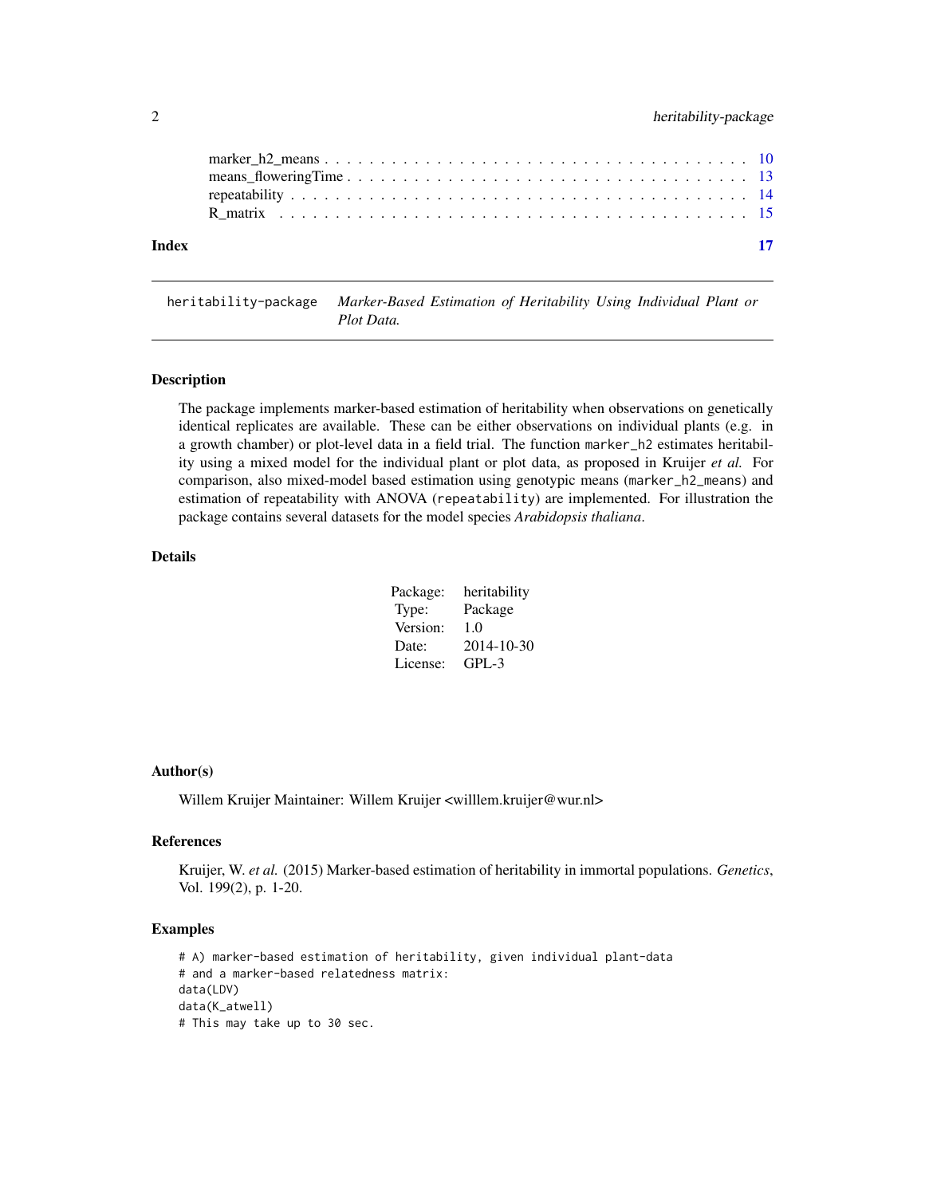marker_h2_means . . . . . . . . . . . . . . . . . . . . . . . . . . . . . . . . . . . . 10
means_floweringTime . . . . . . . . . . . . . . . . . . . . . . . . . . . . . . . . . . 13
repeatability . . . . . . . . . . . . . . . . . . . . . . . . . . . . . . . . . . . . . . 14
R_matrix . . . . . . . . . . . . . . . . . . . . . . . . . . . . . . . . . . . . . . . . 15

**Index** **17**

---

heritability-package *Marker-Based Estimation of Heritability Using Individual Plant or Plot Data.*

---

## Description

The package implements marker-based estimation of heritability when observations on genetically identical replicates are available. These can be either observations on individual plants (e.g. in a growth chamber) or plot-level data in a field trial. The function `marker_h2` estimates heritability using a mixed model for the individual plant or plot data, as proposed in Kruijer *et al.* For comparison, also mixed-model based estimation using genotypic means (`marker_h2_means`) and estimation of repeatability with ANOVA (`repeatability`) are implemented. For illustration the package contains several datasets for the model species *Arabidopsis thaliana*.

## Details

| | |
|---|---|
| Package: | heritability |
| Type: | Package |
| Version: | 1.0 |
| Date: | 2014-10-30 |
| License: | GPL-3 |

## Author(s)

Willem Kruijer Maintainer: Willem Kruijer <willlem.kruijer@wur.nl>

## References

Kruijer, W. *et al.* (2015) Marker-based estimation of heritability in immortal populations. *Genetics*, Vol. 199(2), p. 1-20.

## Examples

```
# A) marker-based estimation of heritability, given individual plant-data
# and a marker-based relatedness matrix:
data(LDV)
data(K_atwell)
# This may take up to 30 sec.
```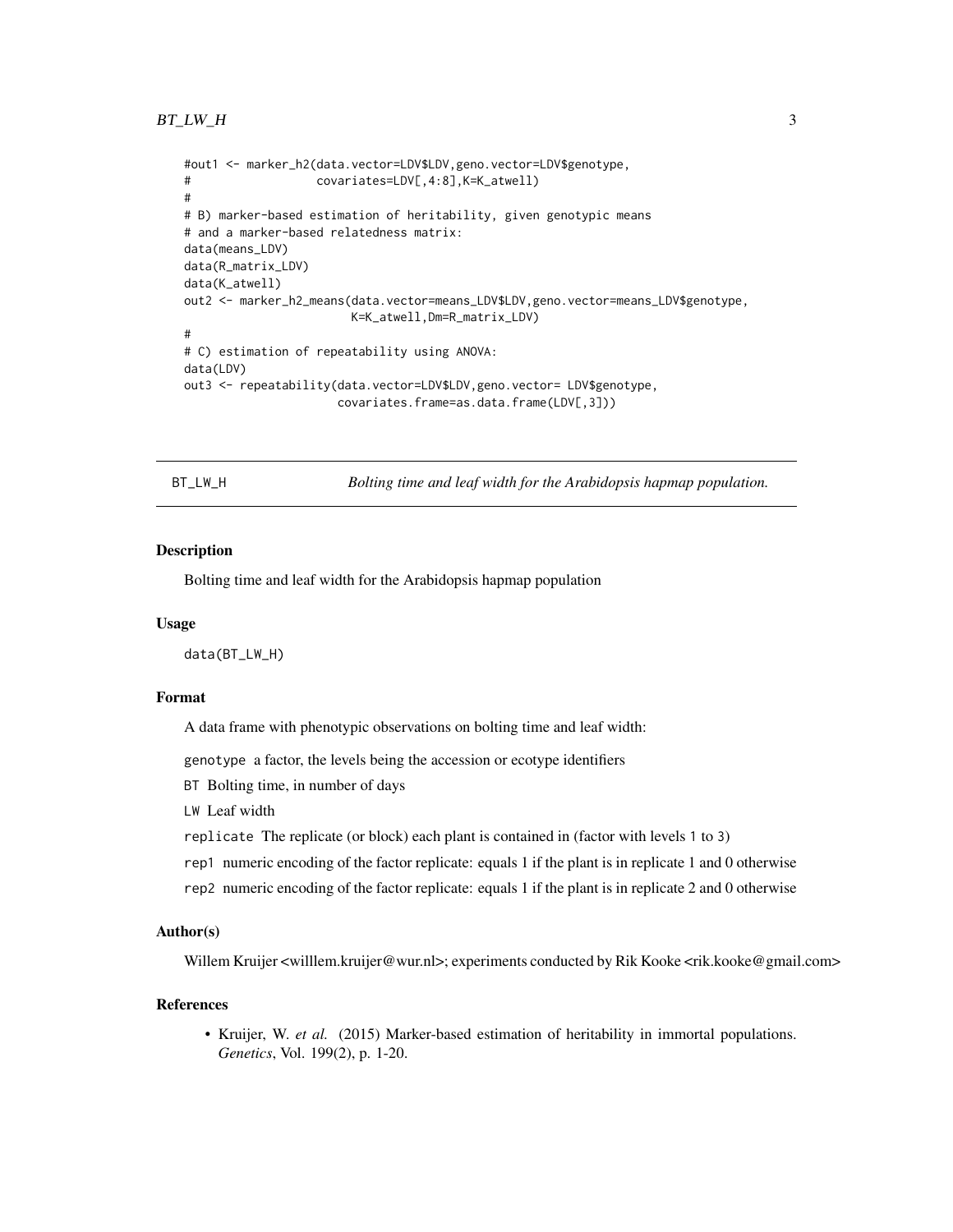```
#out1 <- marker_h2(data.vector=LDV$LDV,geno.vector=LDV$genotype,
#                  covariates=LDV[,4:8],K=K_atwell)
#
# B) marker-based estimation of heritability, given genotypic means
# and a marker-based relatedness matrix:
data(means_LDV)
data(R_matrix_LDV)
data(K_atwell)
out2 <- marker_h2_means(data.vector=means_LDV$LDV,geno.vector=means_LDV$genotype,
                        K=K_atwell,Dm=R_matrix_LDV)
#
# C) estimation of repeatability using ANOVA:
data(LDV)
out3 <- repeatability(data.vector=LDV$LDV,geno.vector= LDV$genotype,
                      covariates.frame=as.data.frame(LDV[,3]))
```

---

## BT_LW_H — *Bolting time and leaf width for the Arabidopsis hapmap population.*

### Description

Bolting time and leaf width for the Arabidopsis hapmap population

### Usage

```
data(BT_LW_H)
```

### Format

A data frame with phenotypic observations on bolting time and leaf width:

- `genotype` a factor, the levels being the accession or ecotype identifiers
- `BT` Bolting time, in number of days
- `LW` Leaf width
- `replicate` The replicate (or block) each plant is contained in (factor with levels `1` to `3`)
- `rep1` numeric encoding of the factor replicate: equals 1 if the plant is in replicate 1 and 0 otherwise
- `rep2` numeric encoding of the factor replicate: equals 1 if the plant is in replicate 2 and 0 otherwise

### Author(s)

Willem Kruijer <willlem.kruijer@wur.nl>; experiments conducted by Rik Kooke <rik.kooke@gmail.com>

### References

- Kruijer, W. *et al.* (2015) Marker-based estimation of heritability in immortal populations. *Genetics*, Vol. 199(2), p. 1-20.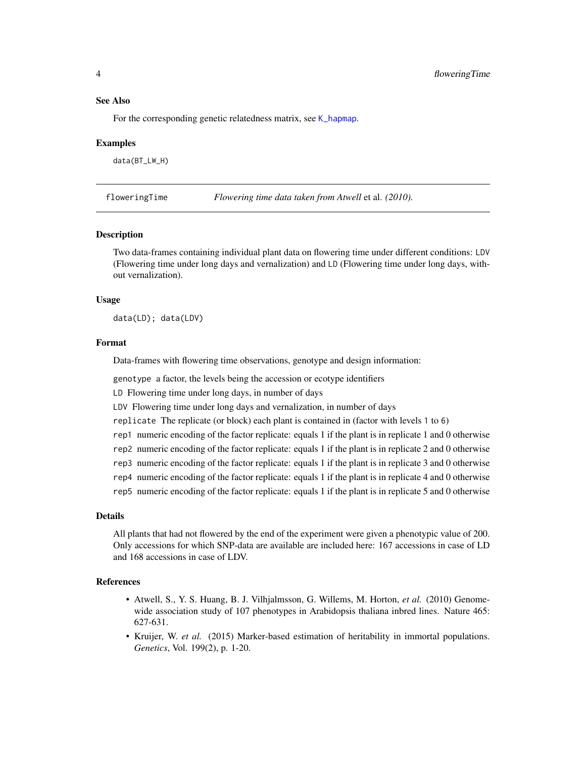### See Also

For the corresponding genetic relatedness matrix, see K_hapmap.

### Examples

```
data(BT_LW_H)
```

---

## flowering Time — *Flowering time data taken from Atwell* et al. *(2010).*

---

### Description

Two data-frames containing individual plant data on flowering time under different conditions: LDV (Flowering time under long days and vernalization) and LD (Flowering time under long days, without vernalization).

### Usage

```
data(LD); data(LDV)
```

### Format

Data-frames with flowering time observations, genotype and design information:

- `genotype` a factor, the levels being the accession or ecotype identifiers
- `LD` Flowering time under long days, in number of days
- `LDV` Flowering time under long days and vernalization, in number of days
- `replicate` The replicate (or block) each plant is contained in (factor with levels `1` to `6`)
- `rep1` numeric encoding of the factor replicate: equals 1 if the plant is in replicate 1 and 0 otherwise
- `rep2` numeric encoding of the factor replicate: equals 1 if the plant is in replicate 2 and 0 otherwise
- `rep3` numeric encoding of the factor replicate: equals 1 if the plant is in replicate 3 and 0 otherwise
- `rep4` numeric encoding of the factor replicate: equals 1 if the plant is in replicate 4 and 0 otherwise
- `rep5` numeric encoding of the factor replicate: equals 1 if the plant is in replicate 5 and 0 otherwise

### Details

All plants that had not flowered by the end of the experiment were given a phenotypic value of 200. Only accessions for which SNP-data are available are included here: 167 accessions in case of LD and 168 accessions in case of LDV.

### References

- Atwell, S., Y. S. Huang, B. J. Vilhjalmsson, G. Willems, M. Horton, *et al.* (2010) Genome-wide association study of 107 phenotypes in Arabidopsis thaliana inbred lines. Nature 465: 627-631.
- Kruijer, W. *et al.* (2015) Marker-based estimation of heritability in immortal populations. *Genetics*, Vol. 199(2), p. 1-20.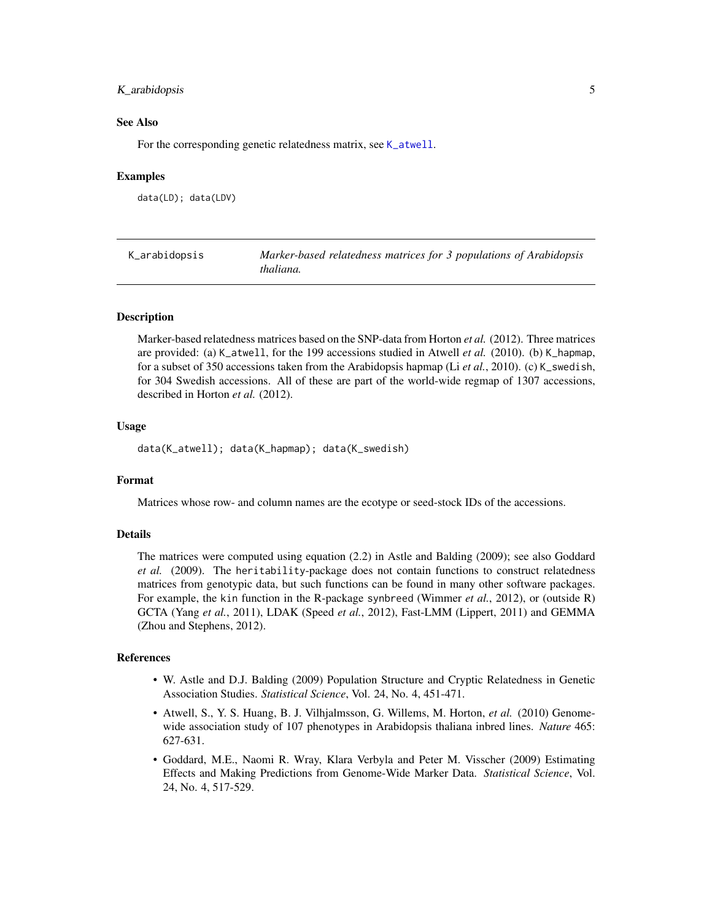## See Also

For the corresponding genetic relatedness matrix, see `K_atwell`.

## Examples

```
data(LD); data(LDV)
```

---

# K_arabidopsis — *Marker-based relatedness matrices for 3 populations of Arabidopsis thaliana.*

---

## Description

Marker-based relatedness matrices based on the SNP-data from Horton *et al.* (2012). Three matrices are provided: (a) `K_atwell`, for the 199 accessions studied in Atwell *et al.* (2010). (b) `K_hapmap`, for a subset of 350 accessions taken from the Arabidopsis hapmap (Li *et al.*, 2010). (c) `K_swedish`, for 304 Swedish accessions. All of these are part of the world-wide regmap of 1307 accessions, described in Horton *et al.* (2012).

## Usage

```
data(K_atwell); data(K_hapmap); data(K_swedish)
```

## Format

Matrices whose row- and column names are the ecotype or seed-stock IDs of the accessions.

## Details

The matrices were computed using equation (2.2) in Astle and Balding (2009); see also Goddard *et al.* (2009). The `heritability`-package does not contain functions to construct relatedness matrices from genotypic data, but such functions can be found in many other software packages. For example, the `kin` function in the R-package `synbreed` (Wimmer *et al.*, 2012), or (outside R) GCTA (Yang *et al.*, 2011), LDAK (Speed *et al.*, 2012), Fast-LMM (Lippert, 2011) and GEMMA (Zhou and Stephens, 2012).

## References

- W. Astle and D.J. Balding (2009) Population Structure and Cryptic Relatedness in Genetic Association Studies. *Statistical Science*, Vol. 24, No. 4, 451-471.
- Atwell, S., Y. S. Huang, B. J. Vilhjalmsson, G. Willems, M. Horton, *et al.* (2010) Genome-wide association study of 107 phenotypes in Arabidopsis thaliana inbred lines. *Nature* 465: 627-631.
- Goddard, M.E., Naomi R. Wray, Klara Verbyla and Peter M. Visscher (2009) Estimating Effects and Making Predictions from Genome-Wide Marker Data. *Statistical Science*, Vol. 24, No. 4, 517-529.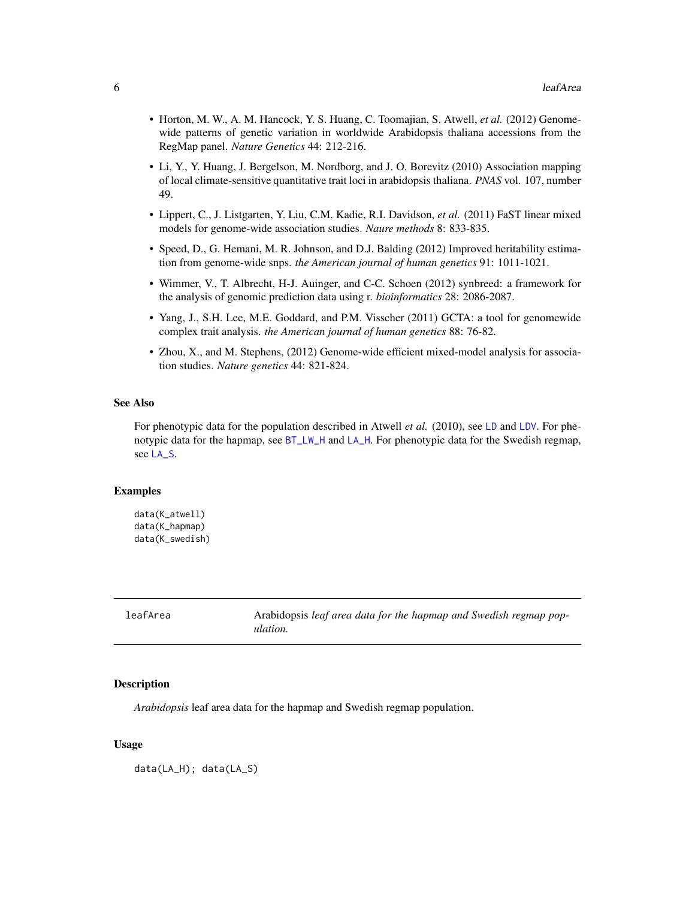- Horton, M. W., A. M. Hancock, Y. S. Huang, C. Toomajian, S. Atwell, *et al.* (2012) Genome-wide patterns of genetic variation in worldwide Arabidopsis thaliana accessions from the RegMap panel. *Nature Genetics* 44: 212-216.
- Li, Y., Y. Huang, J. Bergelson, M. Nordborg, and J. O. Borevitz (2010) Association mapping of local climate-sensitive quantitative trait loci in arabidopsis thaliana. *PNAS* vol. 107, number 49.
- Lippert, C., J. Listgarten, Y. Liu, C.M. Kadie, R.I. Davidson, *et al.* (2011) FaST linear mixed models for genome-wide association studies. *Naure methods* 8: 833-835.
- Speed, D., G. Hemani, M. R. Johnson, and D.J. Balding (2012) Improved heritability estimation from genome-wide snps. *the American journal of human genetics* 91: 1011-1021.
- Wimmer, V., T. Albrecht, H-J. Auinger, and C-C. Schoen (2012) synbreed: a framework for the analysis of genomic prediction data using r. *bioinformatics* 28: 2086-2087.
- Yang, J., S.H. Lee, M.E. Goddard, and P.M. Visscher (2011) GCTA: a tool for genomewide complex trait analysis. *the American journal of human genetics* 88: 76-82.
- Zhou, X., and M. Stephens, (2012) Genome-wide efficient mixed-model analysis for association studies. *Nature genetics* 44: 821-824.

### See Also

For phenotypic data for the population described in Atwell *et al.* (2010), see `LD` and `LDV`. For phenotypic data for the hapmap, see `BT_LW_H` and `LA_H`. For phenotypic data for the Swedish regmap, see `LA_S`.

### Examples

```
data(K_atwell)
data(K_hapmap)
data(K_swedish)
```

---

## leafArea — Arabidopsis *leaf area data for the hapmap and Swedish regmap population.*

---

### Description

*Arabidopsis* leaf area data for the hapmap and Swedish regmap population.

### Usage

```
data(LA_H); data(LA_S)
```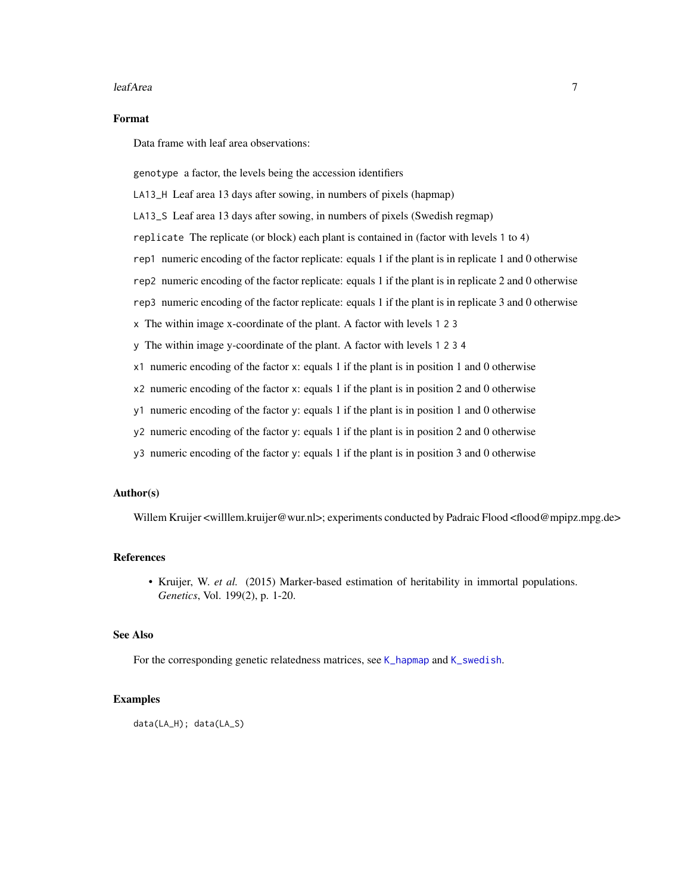## Format

Data frame with leaf area observations:

- `genotype` a factor, the levels being the accession identifiers
- `LA13_H` Leaf area 13 days after sowing, in numbers of pixels (hapmap)
- `LA13_S` Leaf area 13 days after sowing, in numbers of pixels (Swedish regmap)
- `replicate` The replicate (or block) each plant is contained in (factor with levels `1` to `4`)
- `rep1` numeric encoding of the factor replicate: equals 1 if the plant is in replicate 1 and 0 otherwise
- `rep2` numeric encoding of the factor replicate: equals 1 if the plant is in replicate 2 and 0 otherwise
- `rep3` numeric encoding of the factor replicate: equals 1 if the plant is in replicate 3 and 0 otherwise
- `x` The within image x-coordinate of the plant. A factor with levels `1 2 3`
- `y` The within image y-coordinate of the plant. A factor with levels `1 2 3 4`
- `x1` numeric encoding of the factor `x`: equals 1 if the plant is in position 1 and 0 otherwise
- `x2` numeric encoding of the factor `x`: equals 1 if the plant is in position 2 and 0 otherwise
- `y1` numeric encoding of the factor `y`: equals 1 if the plant is in position 1 and 0 otherwise
- `y2` numeric encoding of the factor `y`: equals 1 if the plant is in position 2 and 0 otherwise
- `y3` numeric encoding of the factor `y`: equals 1 if the plant is in position 3 and 0 otherwise

## Author(s)

Willem Kruijer <willlem.kruijer@wur.nl>; experiments conducted by Padraic Flood <flood@mpipz.mpg.de>

## References

- Kruijer, W. *et al.* (2015) Marker-based estimation of heritability in immortal populations. *Genetics*, Vol. 199(2), p. 1-20.

## See Also

For the corresponding genetic relatedness matrices, see `K_hapmap` and `K_swedish`.

## Examples

```
data(LA_H); data(LA_S)
```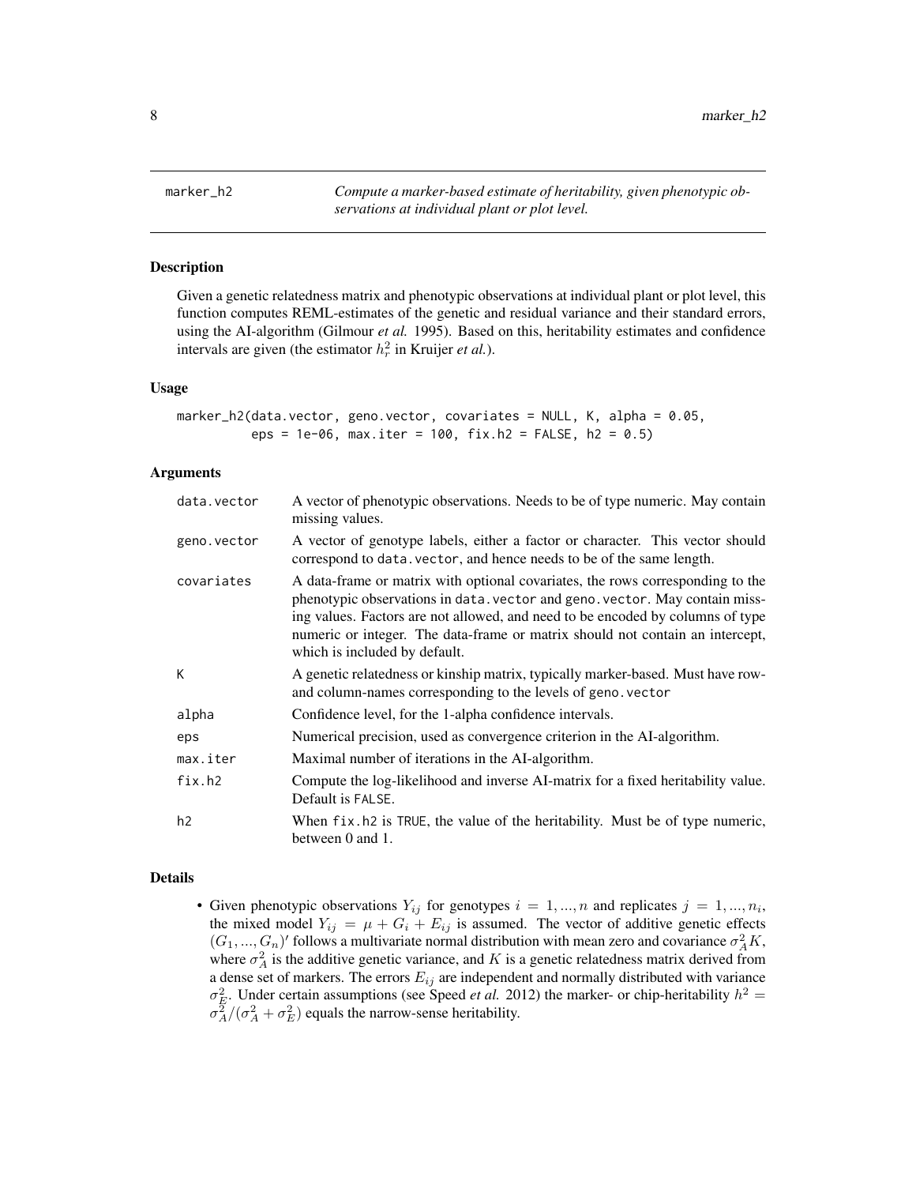marker_h2 — *Compute a marker-based estimate of heritability, given phenotypic observations at individual plant or plot level.*

## Description

Given a genetic relatedness matrix and phenotypic observations at individual plant or plot level, this function computes REML-estimates of the genetic and residual variance and their standard errors, using the AI-algorithm (Gilmour *et al.* 1995). Based on this, heritability estimates and confidence intervals are given (the estimator $h_r^2$ in Kruijer *et al.*).

## Usage

```
marker_h2(data.vector, geno.vector, covariates = NULL, K, alpha = 0.05,
          eps = 1e-06, max.iter = 100, fix.h2 = FALSE, h2 = 0.5)
```

## Arguments

| | |
|---|---|
| data.vector | A vector of phenotypic observations. Needs to be of type numeric. May contain missing values. |
| geno.vector | A vector of genotype labels, either a factor or character. This vector should correspond to data.vector, and hence needs to be of the same length. |
| covariates | A data-frame or matrix with optional covariates, the rows corresponding to the phenotypic observations in data.vector and geno.vector. May contain missing values. Factors are not allowed, and need to be encoded by columns of type numeric or integer. The data-frame or matrix should not contain an intercept, which is included by default. |
| K | A genetic relatedness or kinship matrix, typically marker-based. Must have row- and column-names corresponding to the levels of geno.vector |
| alpha | Confidence level, for the 1-alpha confidence intervals. |
| eps | Numerical precision, used as convergence criterion in the AI-algorithm. |
| max.iter | Maximal number of iterations in the AI-algorithm. |
| fix.h2 | Compute the log-likelihood and inverse AI-matrix for a fixed heritability value. Default is FALSE. |
| h2 | When fix.h2 is TRUE, the value of the heritability. Must be of type numeric, between 0 and 1. |

## Details

- Given phenotypic observations $Y_{ij}$ for genotypes $i = 1, ..., n$ and replicates $j = 1, ..., n_i$, the mixed model $Y_{ij} = \mu + G_i + E_{ij}$ is assumed. The vector of additive genetic effects $(G_1, ..., G_n)'$ follows a multivariate normal distribution with mean zero and covariance $\sigma_A^2 K$, where $\sigma_A^2$ is the additive genetic variance, and $K$ is a genetic relatedness matrix derived from a dense set of markers. The errors $E_{ij}$ are independent and normally distributed with variance $\sigma_E^2$. Under certain assumptions (see Speed *et al.* 2012) the marker- or chip-heritability $h^2 = \sigma_A^2/(\sigma_A^2 + \sigma_E^2)$ equals the narrow-sense heritability.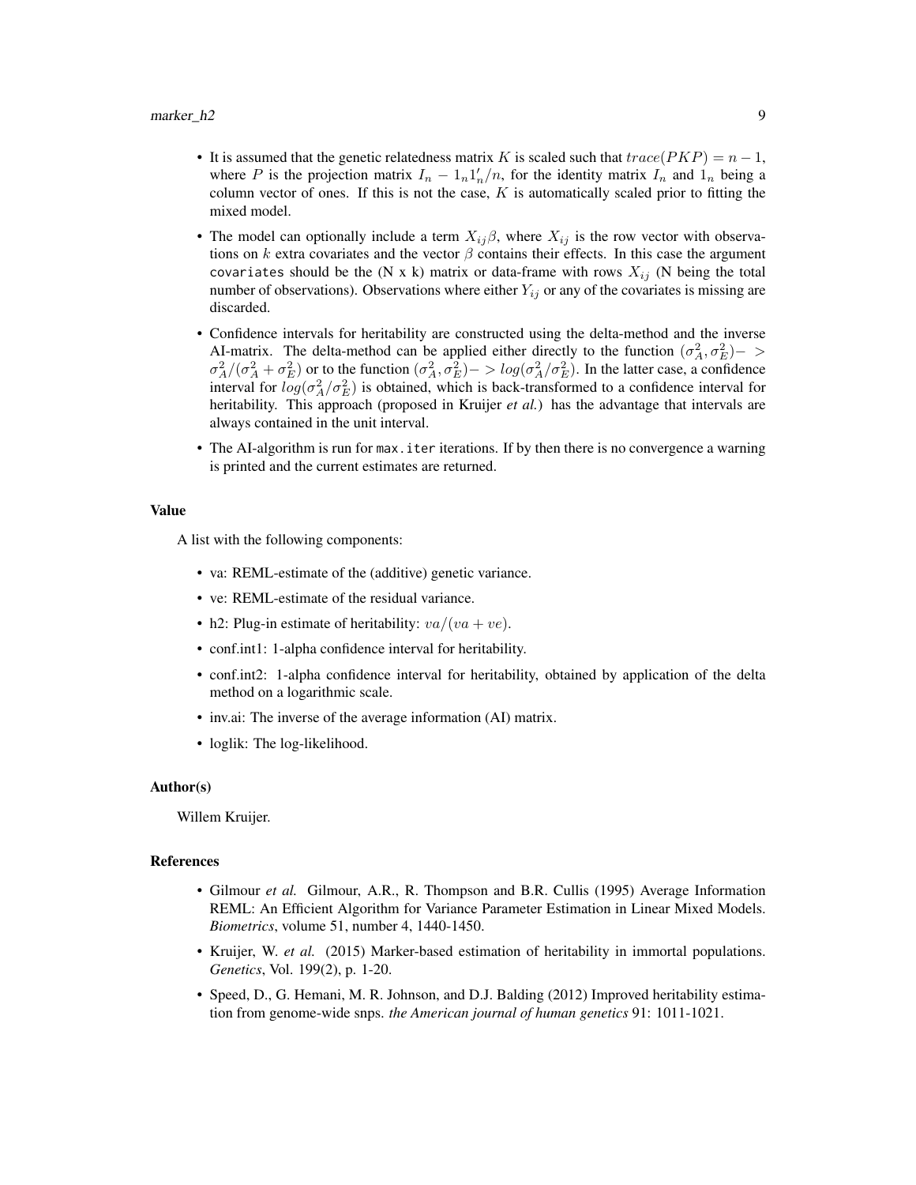- It is assumed that the genetic relatedness matrix $K$ is scaled such that $trace(PKP) = n - 1$, where $P$ is the projection matrix $I_n - 1_n 1_n'/n$, for the identity matrix $I_n$ and $1_n$ being a column vector of ones. If this is not the case, $K$ is automatically scaled prior to fitting the mixed model.
- The model can optionally include a term $X_{ij}\beta$, where $X_{ij}$ is the row vector with observations on $k$ extra covariates and the vector $\beta$ contains their effects. In this case the argument `covariates` should be the (N x k) matrix or data-frame with rows $X_{ij}$ (N being the total number of observations). Observations where either $Y_{ij}$ or any of the covariates is missing are discarded.
- Confidence intervals for heritability are constructed using the delta-method and the inverse AI-matrix. The delta-method can be applied either directly to the function $(\sigma_A^2, \sigma_E^2) -> \sigma_A^2/(\sigma_A^2 + \sigma_E^2)$ or to the function $(\sigma_A^2, \sigma_E^2) -> log(\sigma_A^2/\sigma_E^2)$. In the latter case, a confidence interval for $log(\sigma_A^2/\sigma_E^2)$ is obtained, which is back-transformed to a confidence interval for heritability. This approach (proposed in Kruijer *et al.*) has the advantage that intervals are always contained in the unit interval.
- The AI-algorithm is run for `max.iter` iterations. If by then there is no convergence a warning is printed and the current estimates are returned.

### Value

A list with the following components:

- va: REML-estimate of the (additive) genetic variance.
- ve: REML-estimate of the residual variance.
- h2: Plug-in estimate of heritability: $va/(va + ve)$.
- conf.int1: 1-alpha confidence interval for heritability.
- conf.int2: 1-alpha confidence interval for heritability, obtained by application of the delta method on a logarithmic scale.
- inv.ai: The inverse of the average information (AI) matrix.
- loglik: The log-likelihood.

### Author(s)

Willem Kruijer.

### References

- Gilmour *et al.* Gilmour, A.R., R. Thompson and B.R. Cullis (1995) Average Information REML: An Efficient Algorithm for Variance Parameter Estimation in Linear Mixed Models. *Biometrics*, volume 51, number 4, 1440-1450.
- Kruijer, W. *et al.* (2015) Marker-based estimation of heritability in immortal populations. *Genetics*, Vol. 199(2), p. 1-20.
- Speed, D., G. Hemani, M. R. Johnson, and D.J. Balding (2012) Improved heritability estimation from genome-wide snps. *the American journal of human genetics* 91: 1011-1021.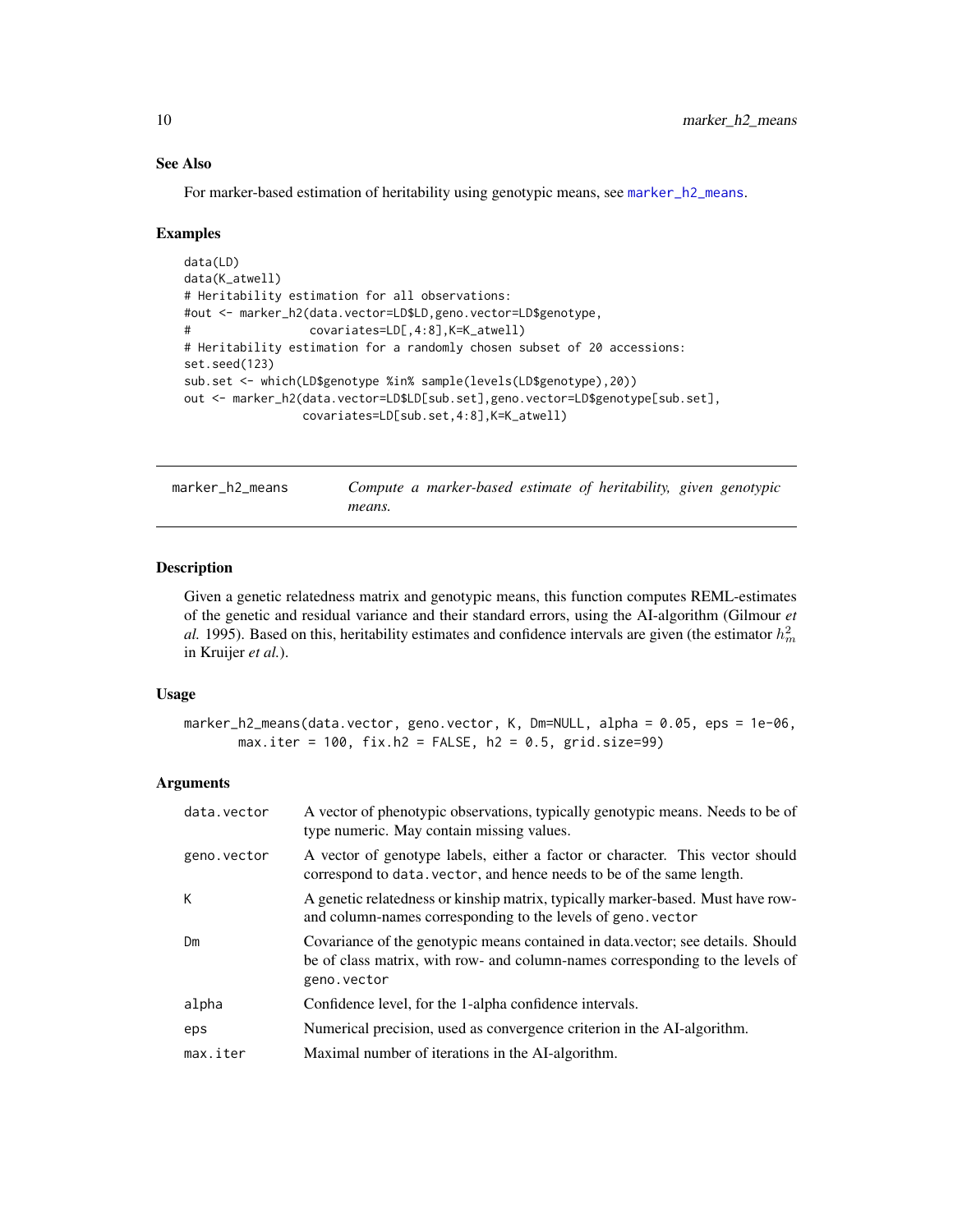### See Also

For marker-based estimation of heritability using genotypic means, see marker_h2_means.

### Examples

```
data(LD)
data(K_atwell)
# Heritability estimation for all observations:
#out <- marker_h2(data.vector=LD$LD,geno.vector=LD$genotype,
#                 covariates=LD[,4:8],K=K_atwell)
# Heritability estimation for a randomly chosen subset of 20 accessions:
set.seed(123)
sub.set <- which(LD$genotype %in% sample(levels(LD$genotype),20))
out <- marker_h2(data.vector=LD$LD[sub.set],geno.vector=LD$genotype[sub.set],
                covariates=LD[sub.set,4:8],K=K_atwell)
```

---

## marker_h2_means — *Compute a marker-based estimate of heritability, given genotypic means.*

---

### Description

Given a genetic relatedness matrix and genotypic means, this function computes REML-estimates of the genetic and residual variance and their standard errors, using the AI-algorithm (Gilmour *et al.* 1995). Based on this, heritability estimates and confidence intervals are given (the estimator $h^2_m$ in Kruijer *et al.*).

### Usage

```
marker_h2_means(data.vector, geno.vector, K, Dm=NULL, alpha = 0.05, eps = 1e-06,
        max.iter = 100, fix.h2 = FALSE, h2 = 0.5, grid.size=99)
```

### Arguments

| | |
|---|---|
| `data.vector` | A vector of phenotypic observations, typically genotypic means. Needs to be of type numeric. May contain missing values. |
| `geno.vector` | A vector of genotype labels, either a factor or character. This vector should correspond to `data.vector`, and hence needs to be of the same length. |
| `K` | A genetic relatedness or kinship matrix, typically marker-based. Must have row- and column-names corresponding to the levels of `geno.vector` |
| `Dm` | Covariance of the genotypic means contained in data.vector; see details. Should be of class matrix, with row- and column-names corresponding to the levels of `geno.vector` |
| `alpha` | Confidence level, for the 1-alpha confidence intervals. |
| `eps` | Numerical precision, used as convergence criterion in the AI-algorithm. |
| `max.iter` | Maximal number of iterations in the AI-algorithm. |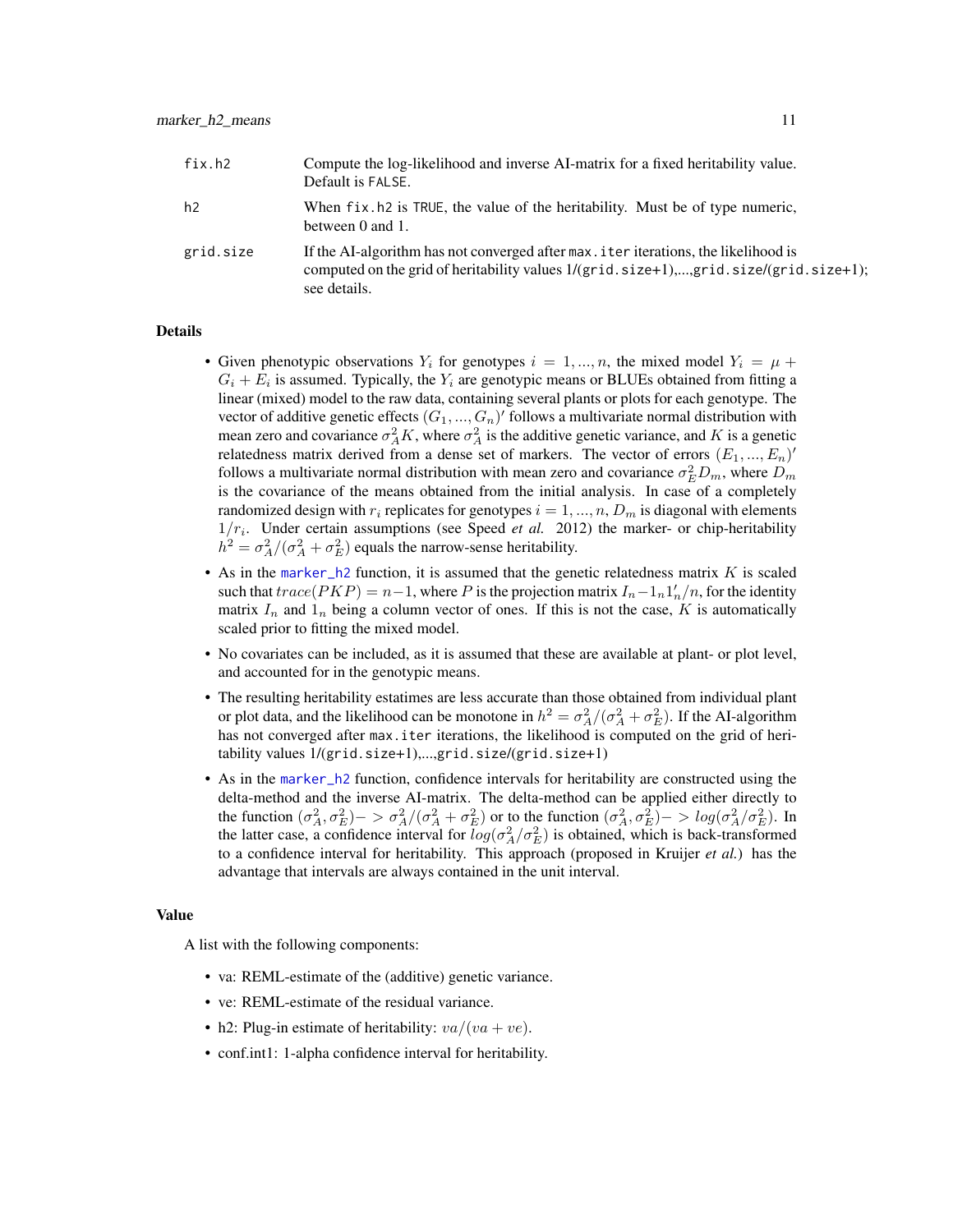| | |
|---|---|
| `fix.h2` | Compute the log-likelihood and inverse AI-matrix for a fixed heritability value. Default is `FALSE`. |
| `h2` | When `fix.h2` is `TRUE`, the value of the heritability. Must be of type numeric, between 0 and 1. |
| `grid.size` | If the AI-algorithm has not converged after `max.iter` iterations, the likelihood is computed on the grid of heritability values 1/(`grid.size`+1),...,`grid.size`/(`grid.size`+1); see details. |

## Details

- Given phenotypic observations $Y_i$ for genotypes $i = 1, ..., n$, the mixed model $Y_i = \mu + G_i + E_i$ is assumed. Typically, the $Y_i$ are genotypic means or BLUEs obtained from fitting a linear (mixed) model to the raw data, containing several plants or plots for each genotype. The vector of additive genetic effects $(G_1, ..., G_n)'$ follows a multivariate normal distribution with mean zero and covariance $\sigma_A^2 K$, where $\sigma_A^2$ is the additive genetic variance, and $K$ is a genetic relatedness matrix derived from a dense set of markers. The vector of errors $(E_1, ..., E_n)'$ follows a multivariate normal distribution with mean zero and covariance $\sigma_E^2 D_m$, where $D_m$ is the covariance of the means obtained from the initial analysis. In case of a completely randomized design with $r_i$ replicates for genotypes $i = 1, ..., n$, $D_m$ is diagonal with elements $1/r_i$. Under certain assumptions (see Speed *et al.* 2012) the marker- or chip-heritability $h^2 = \sigma_A^2/(\sigma_A^2 + \sigma_E^2)$ equals the narrow-sense heritability.
- As in the `marker_h2` function, it is assumed that the genetic relatedness matrix $K$ is scaled such that $trace(PKP) = n-1$, where $P$ is the projection matrix $I_n - 1_n 1_n'/n$, for the identity matrix $I_n$ and $1_n$ being a column vector of ones. If this is not the case, $K$ is automatically scaled prior to fitting the mixed model.
- No covariates can be included, as it is assumed that these are available at plant- or plot level, and accounted for in the genotypic means.
- The resulting heritability estimates are less accurate than those obtained from individual plant or plot data, and the likelihood can be monotone in $h^2 = \sigma_A^2/(\sigma_A^2 + \sigma_E^2)$. If the AI-algorithm has not converged after `max.iter` iterations, the likelihood is computed on the grid of heritability values 1/(`grid.size`+1),...,`grid.size`/(`grid.size`+1)
- As in the `marker_h2` function, confidence intervals for heritability are constructed using the delta-method and the inverse AI-matrix. The delta-method can be applied either directly to the function $(\sigma_A^2, \sigma_E^2) -> \sigma_A^2/(\sigma_A^2 + \sigma_E^2)$ or to the function $(\sigma_A^2, \sigma_E^2) -> log(\sigma_A^2/\sigma_E^2)$. In the latter case, a confidence interval for $log(\sigma_A^2/\sigma_E^2)$ is obtained, which is back-transformed to a confidence interval for heritability. This approach (proposed in Kruijer *et al.*) has the advantage that intervals are always contained in the unit interval.

## Value

A list with the following components:

- va: REML-estimate of the (additive) genetic variance.
- ve: REML-estimate of the residual variance.
- h2: Plug-in estimate of heritability: $va/(va + ve)$.
- conf.int1: 1-alpha confidence interval for heritability.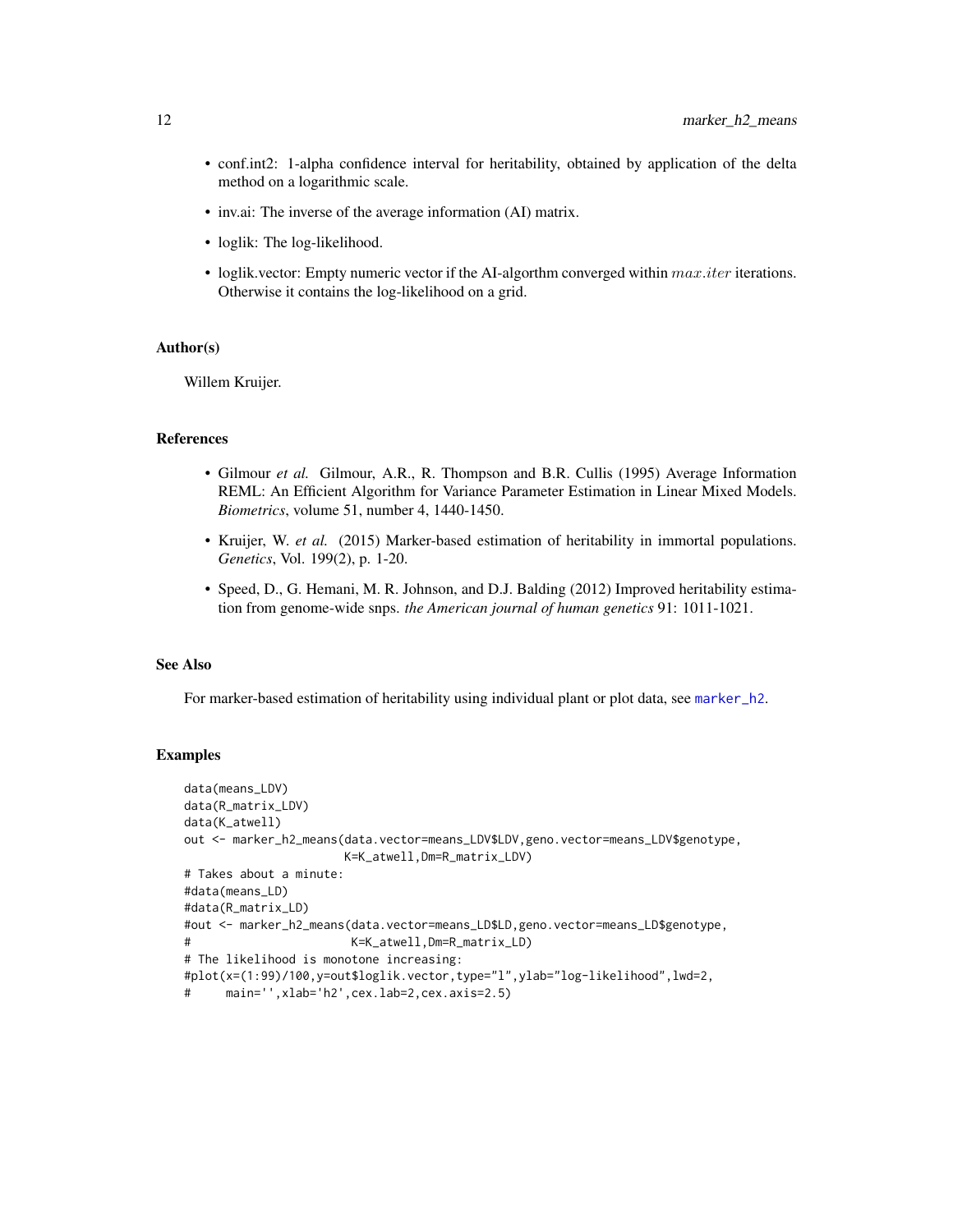- conf.int2: 1-alpha confidence interval for heritability, obtained by application of the delta method on a logarithmic scale.
- inv.ai: The inverse of the average information (AI) matrix.
- loglik: The log-likelihood.
- loglik.vector: Empty numeric vector if the AI-algorthm converged within $max.iter$ iterations. Otherwise it contains the log-likelihood on a grid.

### Author(s)

Willem Kruijer.

### References

- Gilmour *et al.* Gilmour, A.R., R. Thompson and B.R. Cullis (1995) Average Information REML: An Efficient Algorithm for Variance Parameter Estimation in Linear Mixed Models. *Biometrics*, volume 51, number 4, 1440-1450.
- Kruijer, W. *et al.* (2015) Marker-based estimation of heritability in immortal populations. *Genetics*, Vol. 199(2), p. 1-20.
- Speed, D., G. Hemani, M. R. Johnson, and D.J. Balding (2012) Improved heritability estimation from genome-wide snps. *the American journal of human genetics* 91: 1011-1021.

### See Also

For marker-based estimation of heritability using individual plant or plot data, see marker_h2.

### Examples

```
data(means_LDV)
data(R_matrix_LDV)
data(K_atwell)
out <- marker_h2_means(data.vector=means_LDV$LDV,geno.vector=means_LDV$genotype,
                       K=K_atwell,Dm=R_matrix_LDV)
# Takes about a minute:
#data(means_LD)
#data(R_matrix_LD)
#out <- marker_h2_means(data.vector=means_LD$LD,geno.vector=means_LD$genotype,
#                        K=K_atwell,Dm=R_matrix_LD)
# The likelihood is monotone increasing:
#plot(x=(1:99)/100,y=out$loglik.vector,type="l",ylab="log-likelihood",lwd=2,
#     main='',xlab='h2',cex.lab=2,cex.axis=2.5)
```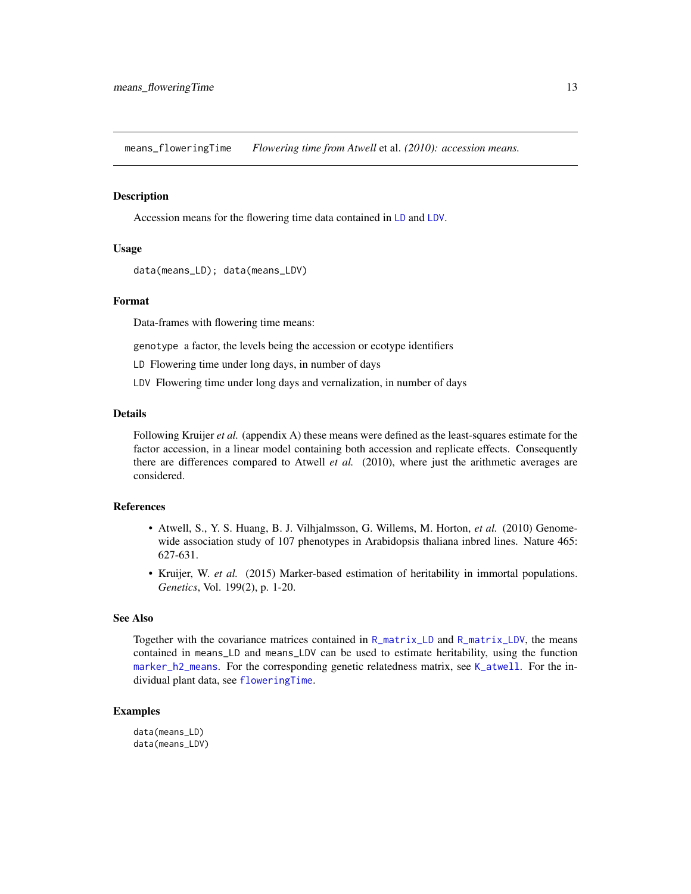means_floweringTime    *Flowering time from Atwell* et al. *(2010): accession means.*

### Description

Accession means for the flowering time data contained in LD and LDV.

### Usage

```
data(means_LD); data(means_LDV)
```

### Format

Data-frames with flowering time means:

- `genotype` a factor, the levels being the accession or ecotype identifiers
- `LD` Flowering time under long days, in number of days
- `LDV` Flowering time under long days and vernalization, in number of days

### Details

Following Kruijer *et al.* (appendix A) these means were defined as the least-squares estimate for the factor accession, in a linear model containing both accession and replicate effects. Consequently there are differences compared to Atwell *et al.* (2010), where just the arithmetic averages are considered.

### References

- Atwell, S., Y. S. Huang, B. J. Vilhjalmsson, G. Willems, M. Horton, *et al.* (2010) Genome-wide association study of 107 phenotypes in Arabidopsis thaliana inbred lines. Nature 465: 627-631.
- Kruijer, W. *et al.* (2015) Marker-based estimation of heritability in immortal populations. *Genetics*, Vol. 199(2), p. 1-20.

### See Also

Together with the covariance matrices contained in R_matrix_LD and R_matrix_LDV, the means contained in means_LD and means_LDV can be used to estimate heritability, using the function marker_h2_means. For the corresponding genetic relatedness matrix, see K_atwell. For the individual plant data, see floweringTime.

### Examples

```
data(means_LD)
data(means_LDV)
```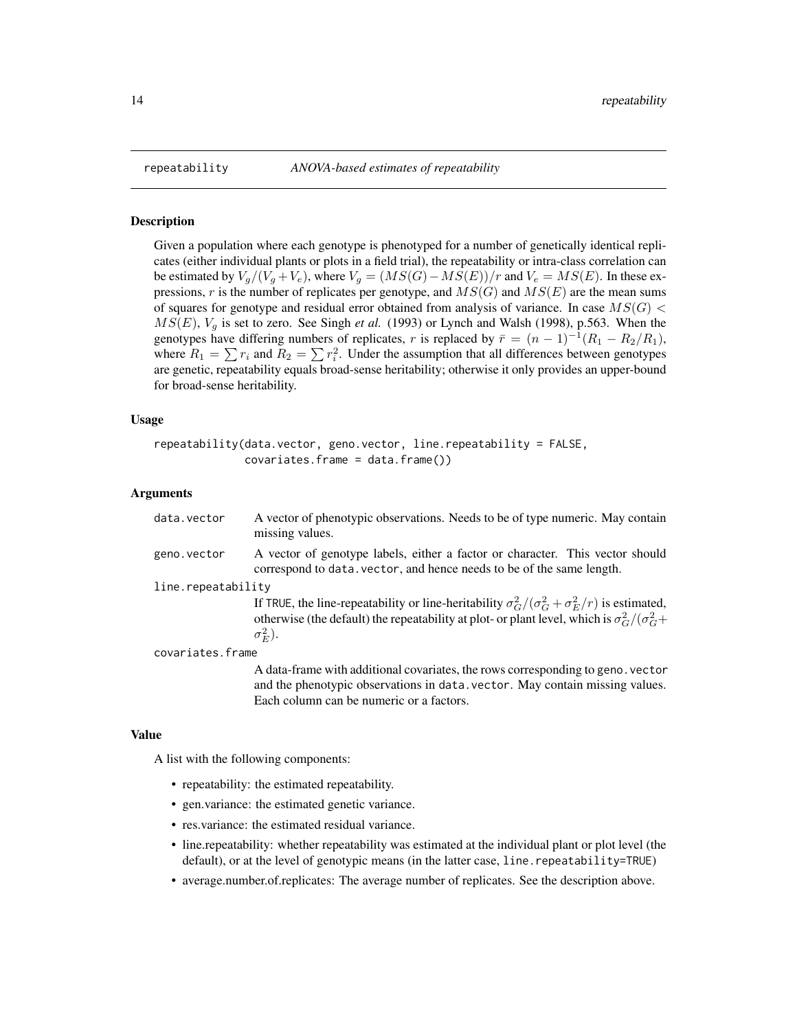## repeatability — *ANOVA-based estimates of repeatability*

### Description

Given a population where each genotype is phenotyped for a number of genetically identical replicates (either individual plants or plots in a field trial), the repeatability or intra-class correlation can be estimated by $V_g/(V_g + V_e)$, where $V_g = (MS(G) - MS(E))/r$ and $V_e = MS(E)$. In these expressions, $r$ is the number of replicates per genotype, and $MS(G)$ and $MS(E)$ are the mean sums of squares for genotype and residual error obtained from analysis of variance. In case $MS(G) < MS(E)$, $V_g$ is set to zero. See Singh *et al.* (1993) or Lynch and Walsh (1998), p.563. When the genotypes have differing numbers of replicates, $r$ is replaced by $\bar{r} = (n-1)^{-1}(R_1 - R_2/R_1)$, where $R_1 = \sum r_i$ and $R_2 = \sum r_i^2$. Under the assumption that all differences between genotypes are genetic, repeatability equals broad-sense heritability; otherwise it only provides an upper-bound for broad-sense heritability.

### Usage

```
repeatability(data.vector, geno.vector, line.repeatability = FALSE,
              covariates.frame = data.frame())
```

### Arguments

- `data.vector` — A vector of phenotypic observations. Needs to be of type numeric. May contain missing values.
- `geno.vector` — A vector of genotype labels, either a factor or character. This vector should correspond to `data.vector`, and hence needs to be of the same length.
- `line.repeatability` — If `TRUE`, the line-repeatability or line-heritability $\sigma_G^2/(\sigma_G^2 + \sigma_E^2/r)$ is estimated, otherwise (the default) the repeatability at plot- or plant level, which is $\sigma_G^2/(\sigma_G^2 + \sigma_E^2)$.
- `covariates.frame` — A data-frame with additional covariates, the rows corresponding to `geno.vector` and the phenotypic observations in `data.vector`. May contain missing values. Each column can be numeric or a factors.

### Value

A list with the following components:

- repeatability: the estimated repeatability.
- gen.variance: the estimated genetic variance.
- res.variance: the estimated residual variance.
- line.repeatability: whether repeatability was estimated at the individual plant or plot level (the default), or at the level of genotypic means (in the latter case, `line.repeatability=TRUE`)
- average.number.of.replicates: The average number of replicates. See the description above.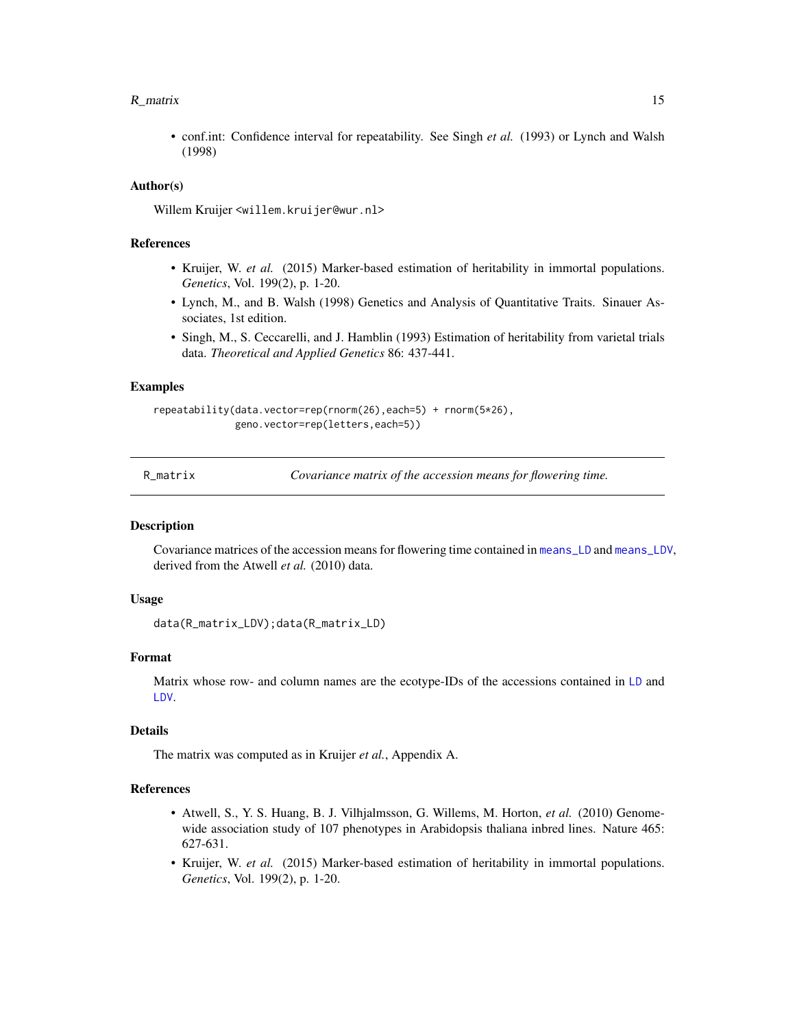- conf.int: Confidence interval for repeatability. See Singh *et al.* (1993) or Lynch and Walsh (1998)

### Author(s)

Willem Kruijer <willem.kruijer@wur.nl>

### References

- Kruijer, W. *et al.* (2015) Marker-based estimation of heritability in immortal populations. *Genetics*, Vol. 199(2), p. 1-20.
- Lynch, M., and B. Walsh (1998) Genetics and Analysis of Quantitative Traits. Sinauer Associates, 1st edition.
- Singh, M., S. Ceccarelli, and J. Hamblin (1993) Estimation of heritability from varietal trials data. *Theoretical and Applied Genetics* 86: 437-441.

### Examples

```
repeatability(data.vector=rep(rnorm(26),each=5) + rnorm(5*26),
              geno.vector=rep(letters,each=5))
```

---

## R_matrix — *Covariance matrix of the accession means for flowering time.*

### Description

Covariance matrices of the accession means for flowering time contained in means_LD and means_LDV, derived from the Atwell *et al.* (2010) data.

### Usage

```
data(R_matrix_LDV);data(R_matrix_LD)
```

### Format

Matrix whose row- and column names are the ecotype-IDs of the accessions contained in LD and LDV.

### Details

The matrix was computed as in Kruijer *et al.*, Appendix A.

### References

- Atwell, S., Y. S. Huang, B. J. Vilhjalmsson, G. Willems, M. Horton, *et al.* (2010) Genome-wide association study of 107 phenotypes in Arabidopsis thaliana inbred lines. Nature 465: 627-631.
- Kruijer, W. *et al.* (2015) Marker-based estimation of heritability in immortal populations. *Genetics*, Vol. 199(2), p. 1-20.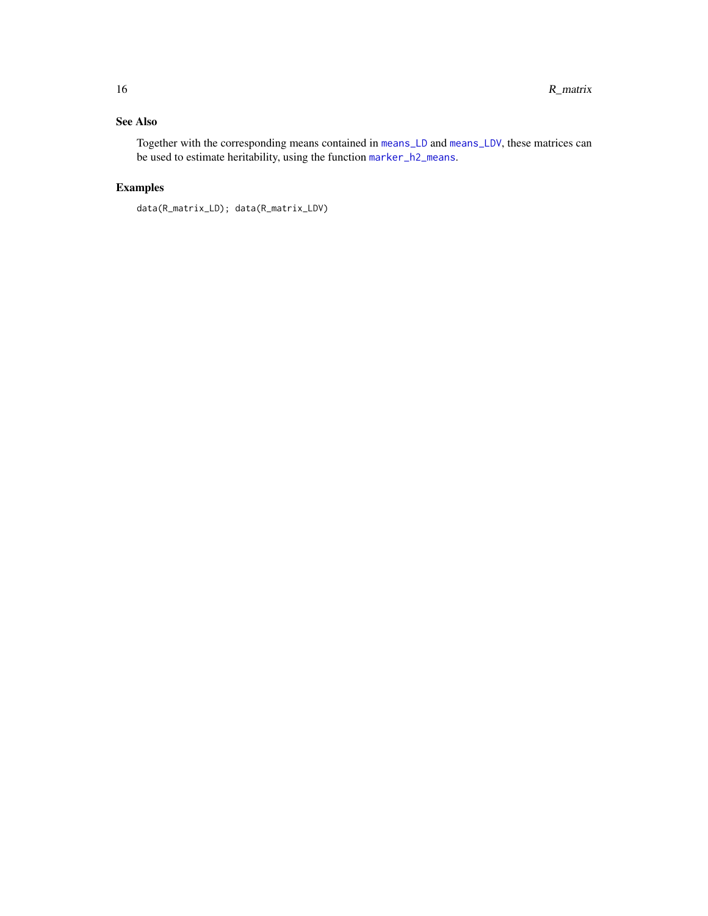## See Also

Together with the corresponding means contained in means_LD and means_LDV, these matrices can be used to estimate heritability, using the function marker_h2_means.

## Examples

```
data(R_matrix_LD); data(R_matrix_LDV)
```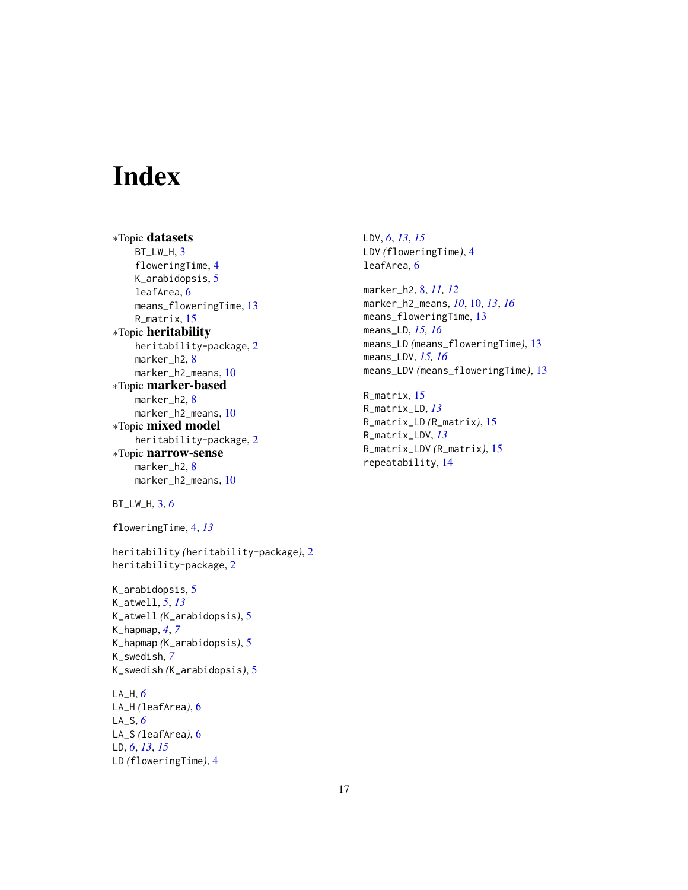# Index

*Topic **datasets**
- BT_LW_H, 3
- floweringTime, 4
- K_arabidopsis, 5
- leafArea, 6
- means_floweringTime, 13
- R_matrix, 15

*Topic **heritability**
- heritability-package, 2
- marker_h2, 8
- marker_h2_means, 10

*Topic **marker-based**
- marker_h2, 8
- marker_h2_means, 10

*Topic **mixed model**
- heritability-package, 2

*Topic **narrow-sense**
- marker_h2, 8
- marker_h2_means, 10

BT_LW_H, 3, *6*

floweringTime, 4, *13*

heritability (heritability-package), 2
heritability-package, 2

K_arabidopsis, 5
K_atwell, *5*, *13*
K_atwell (K_arabidopsis), 5
K_hapmap, *4*, *7*
K_hapmap (K_arabidopsis), 5
K_swedish, *7*
K_swedish (K_arabidopsis), 5

LA_H, *6*
LA_H (leafArea), 6
LA_S, *6*
LA_S (leafArea), 6
LD, *6*, *13*, *15*
LD (floweringTime), 4
LDV, *6*, *13*, *15*
LDV (floweringTime), 4
leafArea, 6

marker_h2, 8, *11*, *12*
marker_h2_means, *10*, 10, *13*, *16*
means_floweringTime, 13
means_LD, *15*, *16*
means_LD (means_floweringTime), 13
means_LDV, *15*, *16*
means_LDV (means_floweringTime), 13

R_matrix, 15
R_matrix_LD, *13*
R_matrix_LD (R_matrix), 15
R_matrix_LDV, *13*
R_matrix_LDV (R_matrix), 15
repeatability, 14